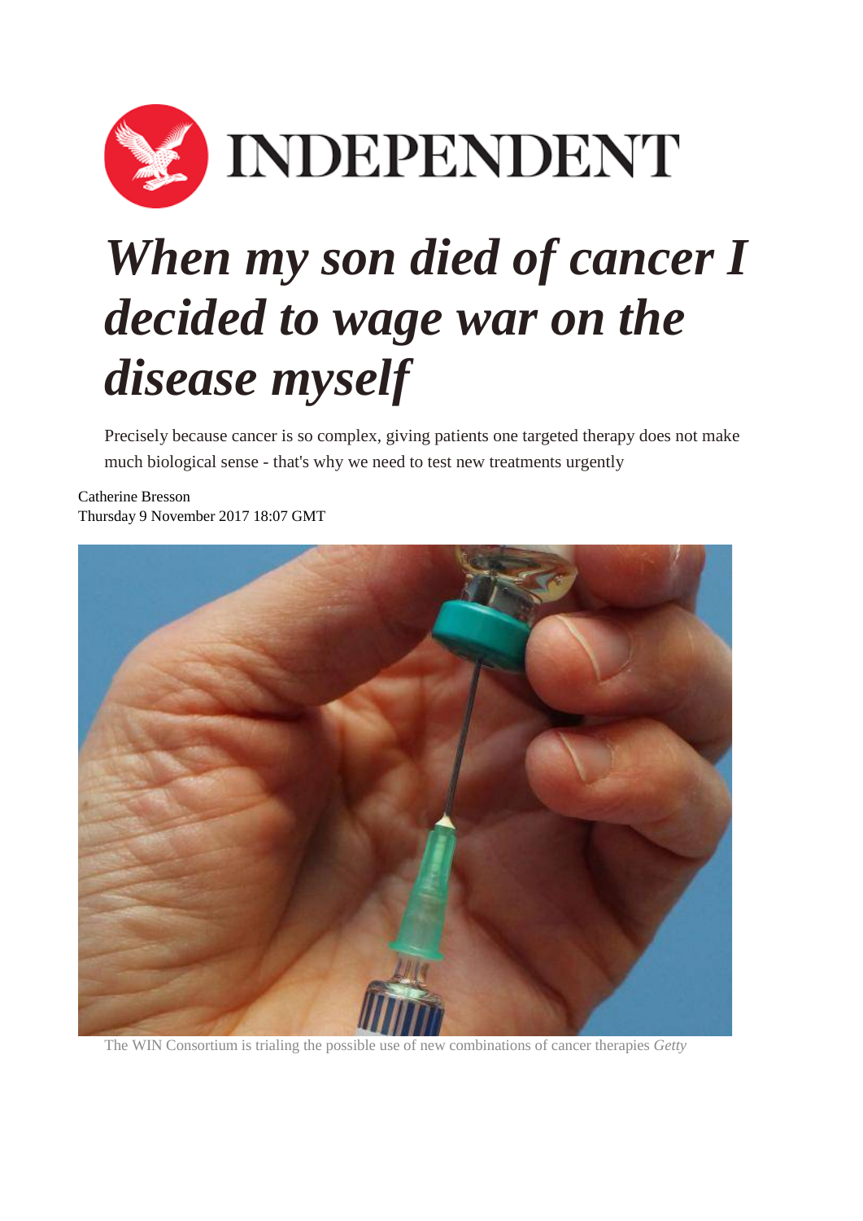INDEPENDENT

# *When my son died of cancer I decided to wage war on the disease myself*

Precisely because cancer is so complex, giving patients one targeted therapy does not make much biological sense - that's why we need to test new treatments urgently

Catherine Bresson
Thursday 9 November 2017 18:07 GMT

The WIN Consortium is trialing the possible use of new combinations of cancer therapies *Getty*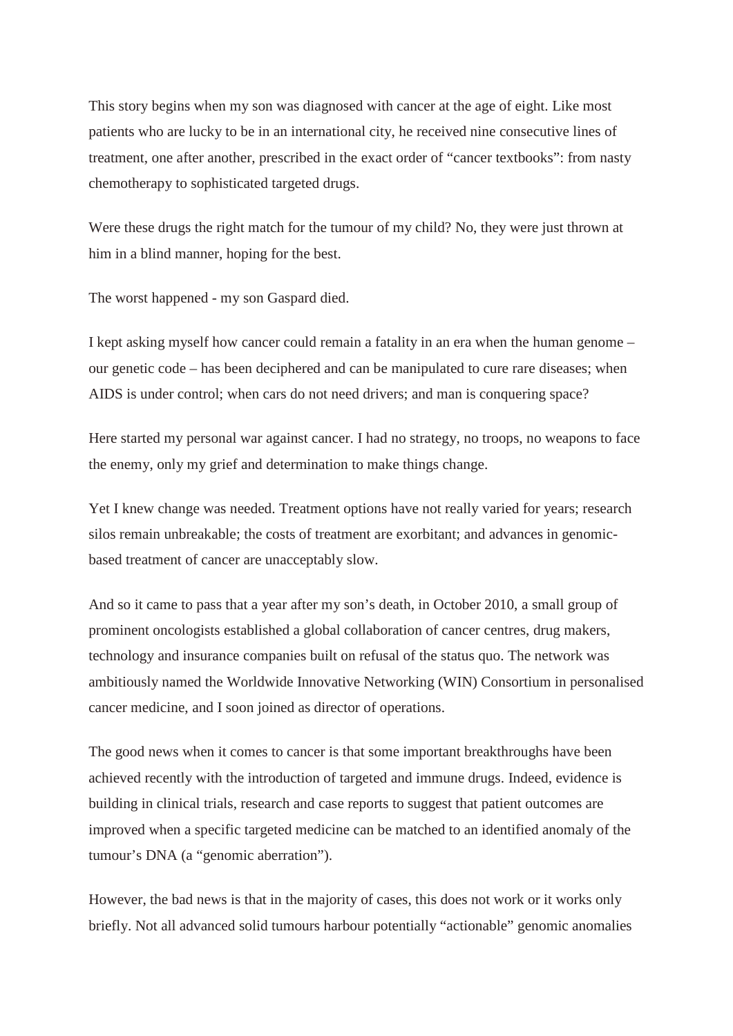This story begins when my son was diagnosed with cancer at the age of eight. Like most patients who are lucky to be in an international city, he received nine consecutive lines of treatment, one after another, prescribed in the exact order of "cancer textbooks": from nasty chemotherapy to sophisticated targeted drugs.

Were these drugs the right match for the tumour of my child? No, they were just thrown at him in a blind manner, hoping for the best.

The worst happened - my son Gaspard died.

I kept asking myself how cancer could remain a fatality in an era when the human genome – our genetic code – has been deciphered and can be manipulated to cure rare diseases; when AIDS is under control; when cars do not need drivers; and man is conquering space?

Here started my personal war against cancer. I had no strategy, no troops, no weapons to face the enemy, only my grief and determination to make things change.

Yet I knew change was needed. Treatment options have not really varied for years; research silos remain unbreakable; the costs of treatment are exorbitant; and advances in genomic-based treatment of cancer are unacceptably slow.

And so it came to pass that a year after my son's death, in October 2010, a small group of prominent oncologists established a global collaboration of cancer centres, drug makers, technology and insurance companies built on refusal of the status quo. The network was ambitiously named the Worldwide Innovative Networking (WIN) Consortium in personalised cancer medicine, and I soon joined as director of operations.

The good news when it comes to cancer is that some important breakthroughs have been achieved recently with the introduction of targeted and immune drugs. Indeed, evidence is building in clinical trials, research and case reports to suggest that patient outcomes are improved when a specific targeted medicine can be matched to an identified anomaly of the tumour's DNA (a "genomic aberration").

However, the bad news is that in the majority of cases, this does not work or it works only briefly. Not all advanced solid tumours harbour potentially "actionable" genomic anomalies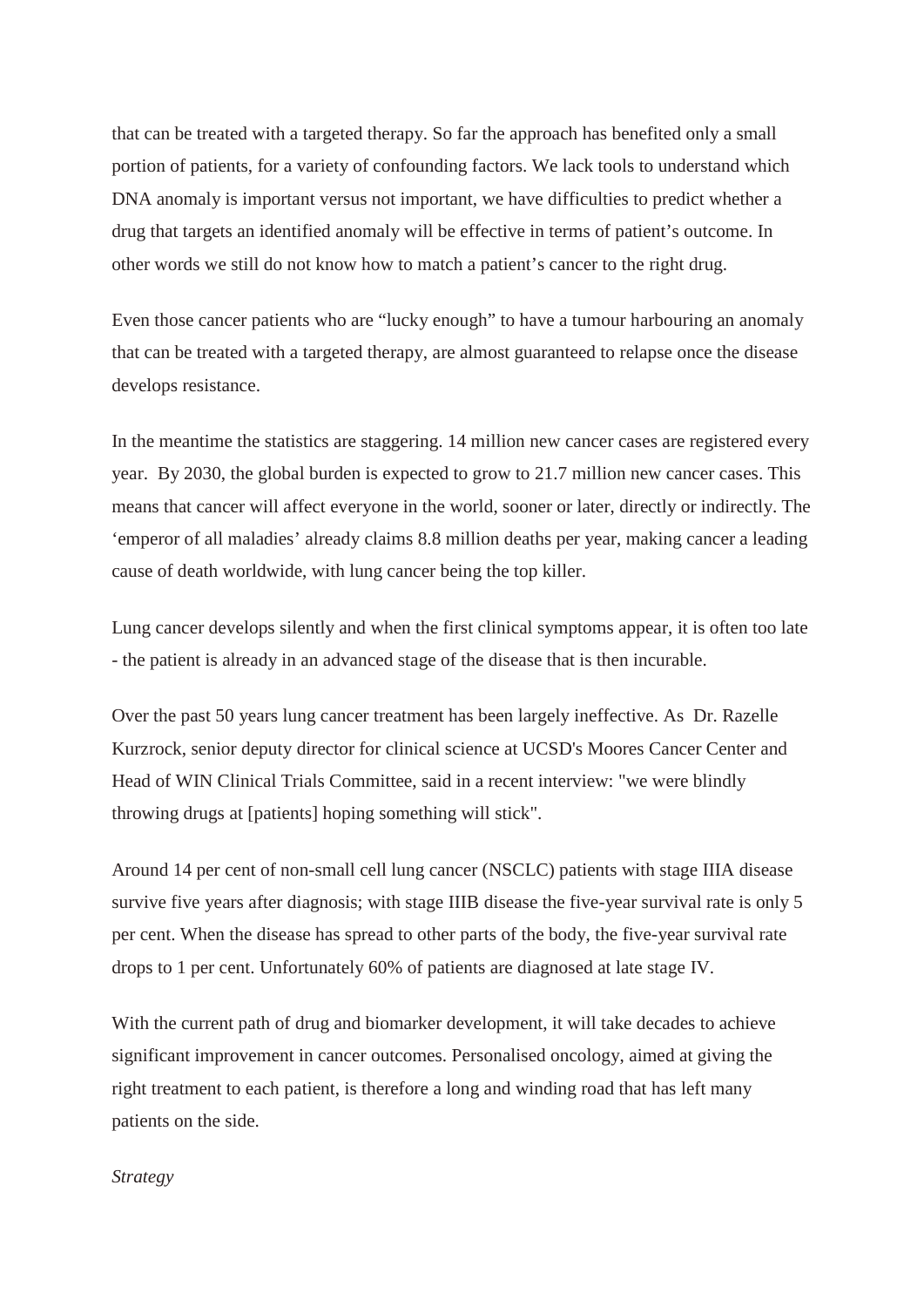that can be treated with a targeted therapy. So far the approach has benefited only a small portion of patients, for a variety of confounding factors. We lack tools to understand which DNA anomaly is important versus not important, we have difficulties to predict whether a drug that targets an identified anomaly will be effective in terms of patient's outcome. In other words we still do not know how to match a patient's cancer to the right drug.

Even those cancer patients who are "lucky enough" to have a tumour harbouring an anomaly that can be treated with a targeted therapy, are almost guaranteed to relapse once the disease develops resistance.

In the meantime the statistics are staggering. 14 million new cancer cases are registered every year. By 2030, the global burden is expected to grow to 21.7 million new cancer cases. This means that cancer will affect everyone in the world, sooner or later, directly or indirectly. The 'emperor of all maladies' already claims 8.8 million deaths per year, making cancer a leading cause of death worldwide, with lung cancer being the top killer.

Lung cancer develops silently and when the first clinical symptoms appear, it is often too late - the patient is already in an advanced stage of the disease that is then incurable.

Over the past 50 years lung cancer treatment has been largely ineffective. As Dr. Razelle Kurzrock, senior deputy director for clinical science at UCSD's Moores Cancer Center and Head of WIN Clinical Trials Committee, said in a recent interview: "we were blindly throwing drugs at [patients] hoping something will stick".

Around 14 per cent of non-small cell lung cancer (NSCLC) patients with stage IIIA disease survive five years after diagnosis; with stage IIIB disease the five-year survival rate is only 5 per cent. When the disease has spread to other parts of the body, the five-year survival rate drops to 1 per cent. Unfortunately 60% of patients are diagnosed at late stage IV.

With the current path of drug and biomarker development, it will take decades to achieve significant improvement in cancer outcomes. Personalised oncology, aimed at giving the right treatment to each patient, is therefore a long and winding road that has left many patients on the side.

*Strategy*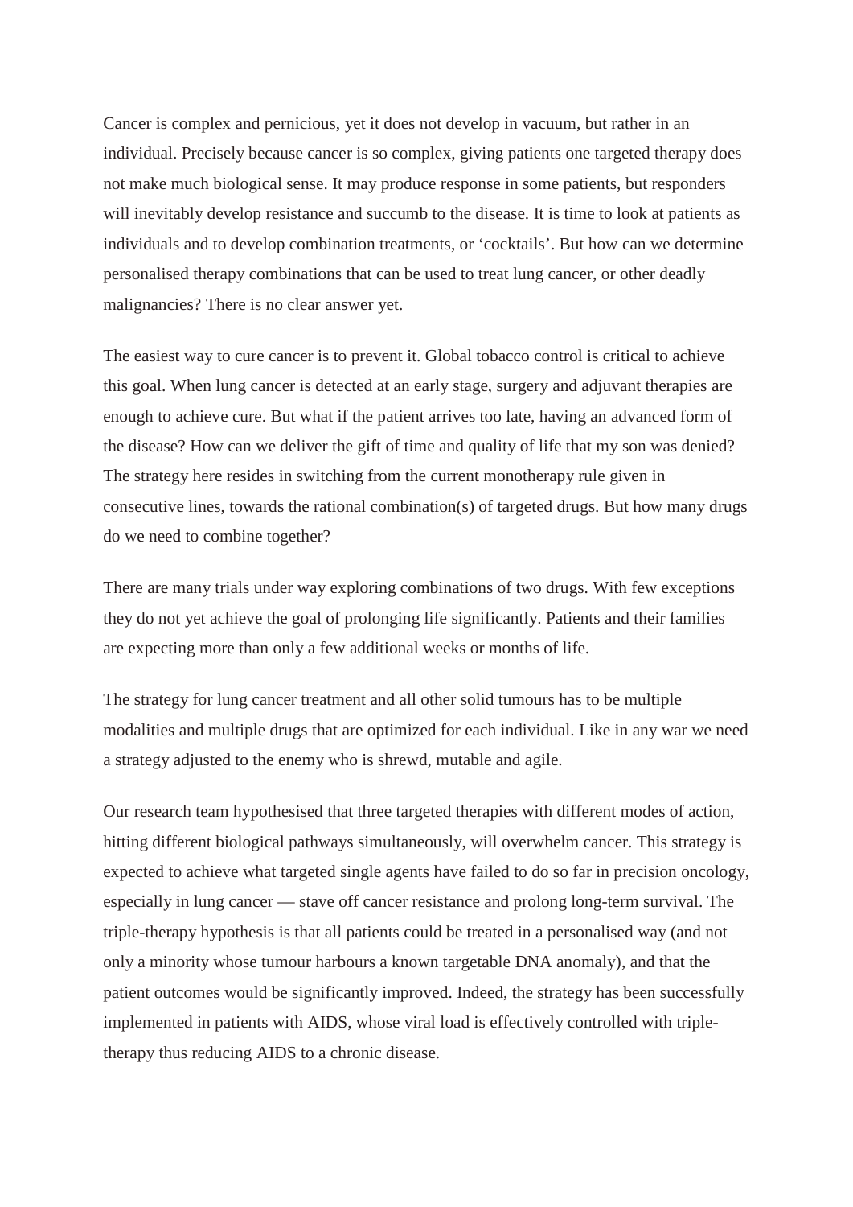Cancer is complex and pernicious, yet it does not develop in vacuum, but rather in an individual. Precisely because cancer is so complex, giving patients one targeted therapy does not make much biological sense. It may produce response in some patients, but responders will inevitably develop resistance and succumb to the disease. It is time to look at patients as individuals and to develop combination treatments, or 'cocktails'. But how can we determine personalised therapy combinations that can be used to treat lung cancer, or other deadly malignancies? There is no clear answer yet.

The easiest way to cure cancer is to prevent it. Global tobacco control is critical to achieve this goal. When lung cancer is detected at an early stage, surgery and adjuvant therapies are enough to achieve cure. But what if the patient arrives too late, having an advanced form of the disease? How can we deliver the gift of time and quality of life that my son was denied? The strategy here resides in switching from the current monotherapy rule given in consecutive lines, towards the rational combination(s) of targeted drugs. But how many drugs do we need to combine together?

There are many trials under way exploring combinations of two drugs. With few exceptions they do not yet achieve the goal of prolonging life significantly. Patients and their families are expecting more than only a few additional weeks or months of life.

The strategy for lung cancer treatment and all other solid tumours has to be multiple modalities and multiple drugs that are optimized for each individual. Like in any war we need a strategy adjusted to the enemy who is shrewd, mutable and agile.

Our research team hypothesised that three targeted therapies with different modes of action, hitting different biological pathways simultaneously, will overwhelm cancer. This strategy is expected to achieve what targeted single agents have failed to do so far in precision oncology, especially in lung cancer — stave off cancer resistance and prolong long-term survival. The triple-therapy hypothesis is that all patients could be treated in a personalised way (and not only a minority whose tumour harbours a known targetable DNA anomaly), and that the patient outcomes would be significantly improved. Indeed, the strategy has been successfully implemented in patients with AIDS, whose viral load is effectively controlled with triple-therapy thus reducing AIDS to a chronic disease.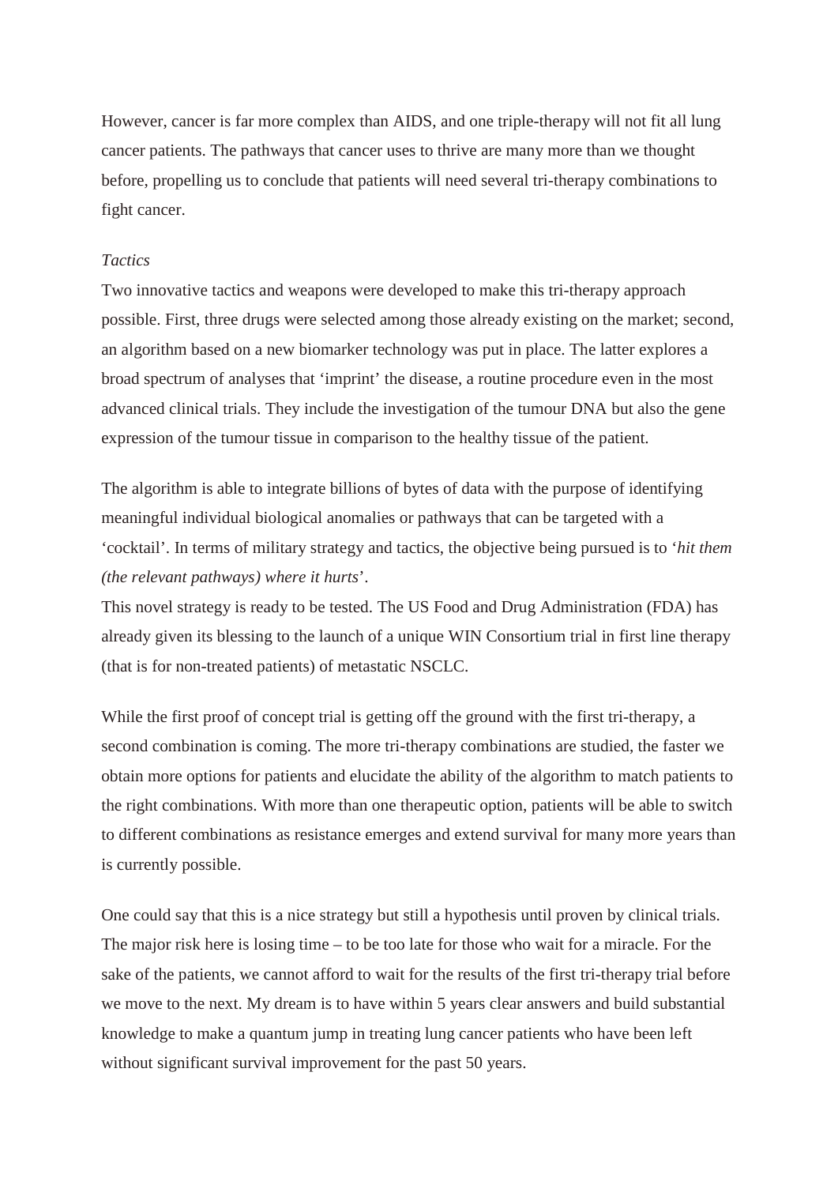However, cancer is far more complex than AIDS, and one triple-therapy will not fit all lung cancer patients. The pathways that cancer uses to thrive are many more than we thought before, propelling us to conclude that patients will need several tri-therapy combinations to fight cancer.

*Tactics*

Two innovative tactics and weapons were developed to make this tri-therapy approach possible. First, three drugs were selected among those already existing on the market; second, an algorithm based on a new biomarker technology was put in place. The latter explores a broad spectrum of analyses that 'imprint' the disease, a routine procedure even in the most advanced clinical trials. They include the investigation of the tumour DNA but also the gene expression of the tumour tissue in comparison to the healthy tissue of the patient.

The algorithm is able to integrate billions of bytes of data with the purpose of identifying meaningful individual biological anomalies or pathways that can be targeted with a 'cocktail'. In terms of military strategy and tactics, the objective being pursued is to '*hit them (the relevant pathways) where it hurts*'.

This novel strategy is ready to be tested. The US Food and Drug Administration (FDA) has already given its blessing to the launch of a unique WIN Consortium trial in first line therapy (that is for non-treated patients) of metastatic NSCLC.

While the first proof of concept trial is getting off the ground with the first tri-therapy, a second combination is coming. The more tri-therapy combinations are studied, the faster we obtain more options for patients and elucidate the ability of the algorithm to match patients to the right combinations. With more than one therapeutic option, patients will be able to switch to different combinations as resistance emerges and extend survival for many more years than is currently possible.

One could say that this is a nice strategy but still a hypothesis until proven by clinical trials. The major risk here is losing time – to be too late for those who wait for a miracle. For the sake of the patients, we cannot afford to wait for the results of the first tri-therapy trial before we move to the next. My dream is to have within 5 years clear answers and build substantial knowledge to make a quantum jump in treating lung cancer patients who have been left without significant survival improvement for the past 50 years.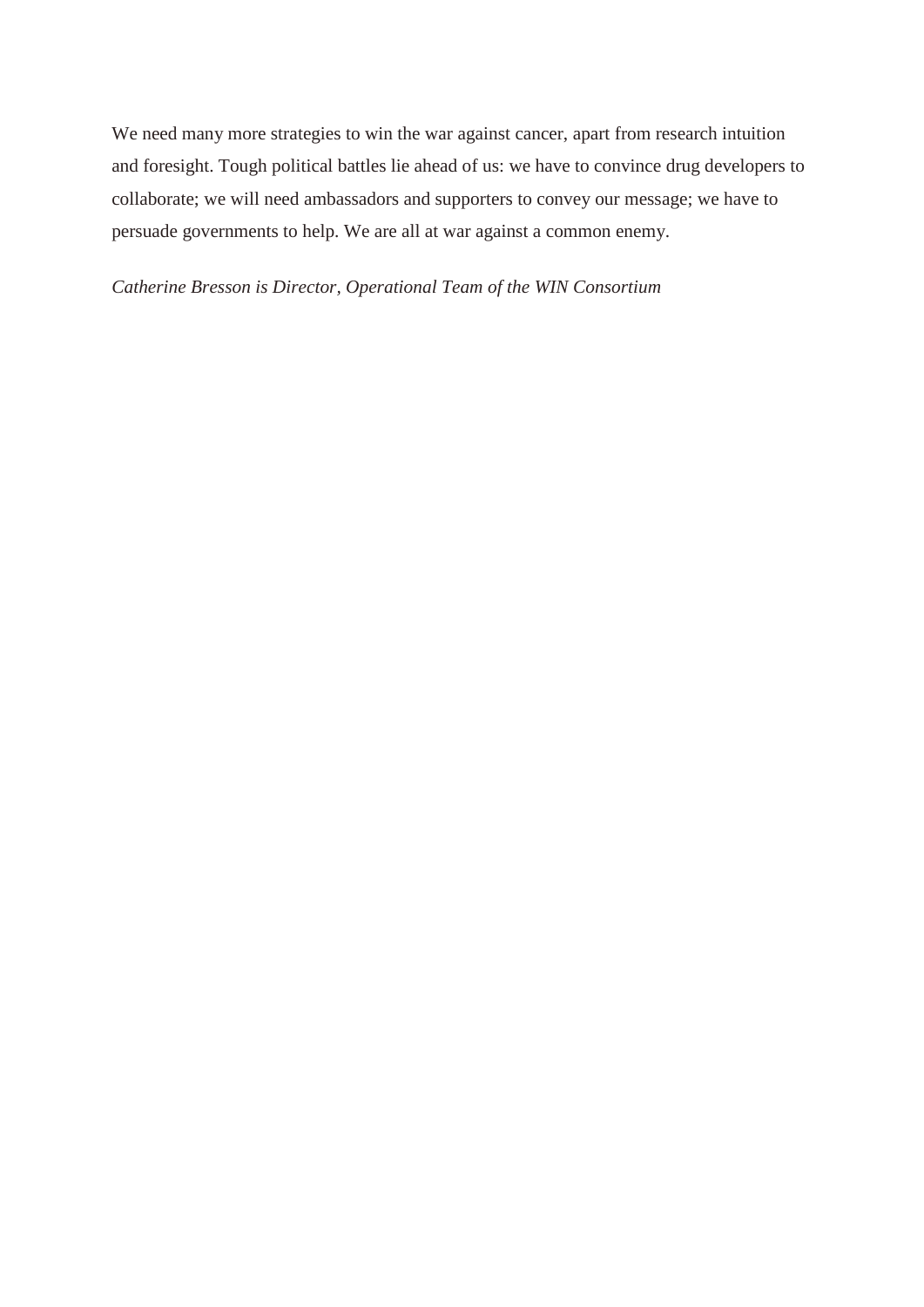We need many more strategies to win the war against cancer, apart from research intuition and foresight. Tough political battles lie ahead of us: we have to convince drug developers to collaborate; we will need ambassadors and supporters to convey our message; we have to persuade governments to help. We are all at war against a common enemy.

*Catherine Bresson is Director, Operational Team of the WIN Consortium*